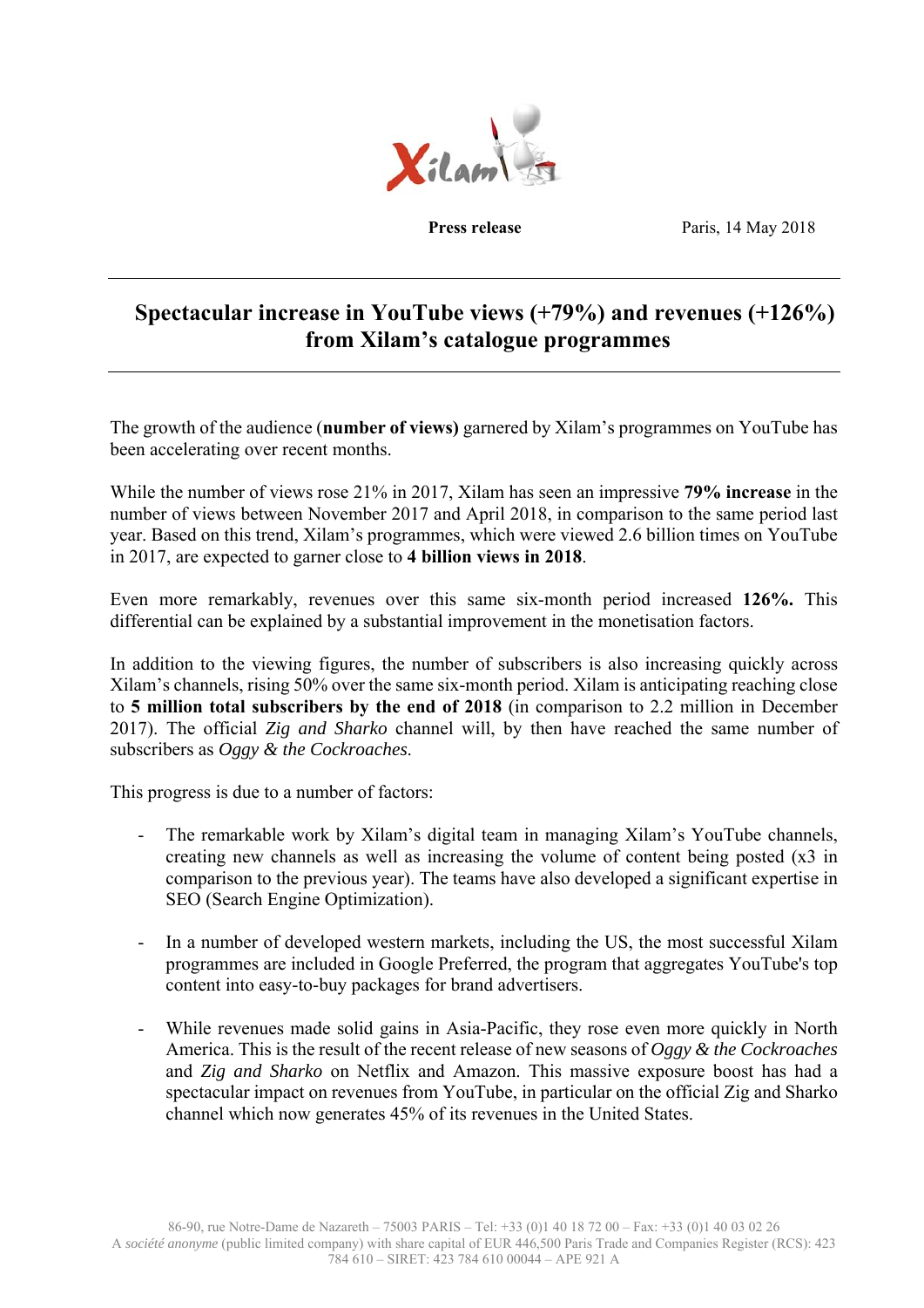**Press release** Paris, 14 May 2018

# Spectacular increase in YouTube views (+79%) and revenues (+126%) from Xilam's catalogue programmes

The growth of the audience (**number of views)** garnered by Xilam's programmes on YouTube has been accelerating over recent months.

While the number of views rose 21% in 2017, Xilam has seen an impressive **79% increase** in the number of views between November 2017 and April 2018, in comparison to the same period last year. Based on this trend, Xilam's programmes, which were viewed 2.6 billion times on YouTube in 2017, are expected to garner close to **4 billion views in 2018**.

Even more remarkably, revenues over this same six-month period increased **126%.** This differential can be explained by a substantial improvement in the monetisation factors.

In addition to the viewing figures, the number of subscribers is also increasing quickly across Xilam's channels, rising 50% over the same six-month period. Xilam is anticipating reaching close to **5 million total subscribers by the end of 2018** (in comparison to 2.2 million in December 2017). The official *Zig and Sharko* channel will, by then have reached the same number of subscribers as *Oggy & the Cockroaches.*

This progress is due to a number of factors:

- The remarkable work by Xilam's digital team in managing Xilam's YouTube channels, creating new channels as well as increasing the volume of content being posted (x3 in comparison to the previous year). The teams have also developed a significant expertise in SEO (Search Engine Optimization).

- In a number of developed western markets, including the US, the most successful Xilam programmes are included in Google Preferred, the program that aggregates YouTube's top content into easy-to-buy packages for brand advertisers.

- While revenues made solid gains in Asia-Pacific, they rose even more quickly in North America. This is the result of the recent release of new seasons of *Oggy & the Cockroaches* and *Zig and Sharko* on Netflix and Amazon. This massive exposure boost has had a spectacular impact on revenues from YouTube, in particular on the official Zig and Sharko channel which now generates 45% of its revenues in the United States.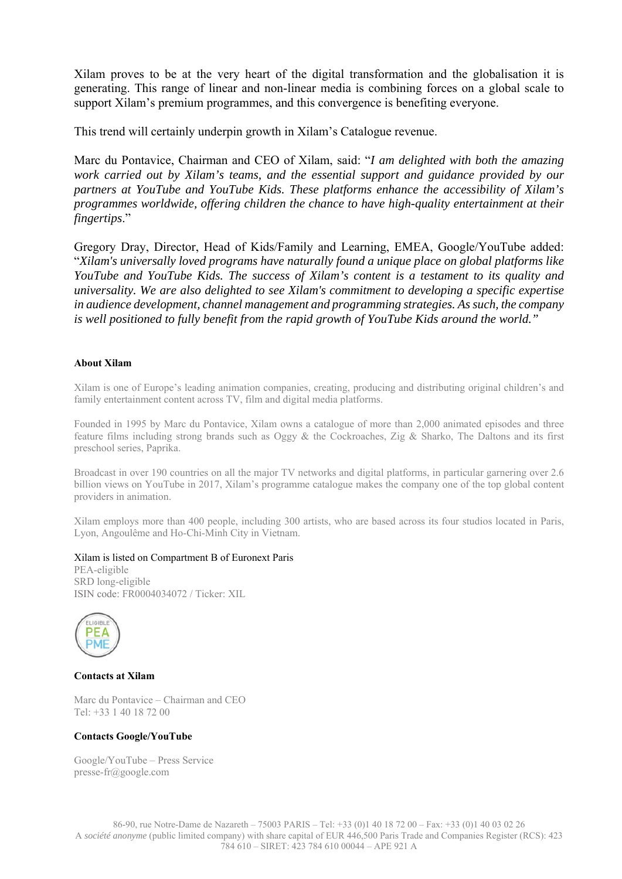Xilam proves to be at the very heart of the digital transformation and the globalisation it is generating. This range of linear and non-linear media is combining forces on a global scale to support Xilam's premium programmes, and this convergence is benefiting everyone.

This trend will certainly underpin growth in Xilam's Catalogue revenue.

Marc du Pontavice, Chairman and CEO of Xilam, said: "*I am delighted with both the amazing work carried out by Xilam's teams, and the essential support and guidance provided by our partners at YouTube and YouTube Kids. These platforms enhance the accessibility of Xilam's programmes worldwide, offering children the chance to have high-quality entertainment at their fingertips*."

Gregory Dray, Director, Head of Kids/Family and Learning, EMEA, Google/YouTube added: "*Xilam's universally loved programs have naturally found a unique place on global platforms like YouTube and YouTube Kids. The success of Xilam's content is a testament to its quality and universality. We are also delighted to see Xilam's commitment to developing a specific expertise in audience development, channel management and programming strategies. As such, the company is well positioned to fully benefit from the rapid growth of YouTube Kids around the world.*"

**About Xilam**

Xilam is one of Europe's leading animation companies, creating, producing and distributing original children's and family entertainment content across TV, film and digital media platforms.

Founded in 1995 by Marc du Pontavice, Xilam owns a catalogue of more than 2,000 animated episodes and three feature films including strong brands such as Oggy & the Cockroaches, Zig & Sharko, The Daltons and its first preschool series, Paprika.

Broadcast in over 190 countries on all the major TV networks and digital platforms, in particular garnering over 2.6 billion views on YouTube in 2017, Xilam's programme catalogue makes the company one of the top global content providers in animation.

Xilam employs more than 400 people, including 300 artists, who are based across its four studios located in Paris, Lyon, Angoulême and Ho-Chi-Minh City in Vietnam.

Xilam is listed on Compartment B of Euronext Paris
PEA-eligible
SRD long-eligible
ISIN code: FR0004034072 / Ticker: XIL

ELIGIBLE PEA PME

**Contacts at Xilam**

Marc du Pontavice – Chairman and CEO
Tel: +33 1 40 18 72 00

**Contacts Google/YouTube**

Google/YouTube – Press Service
presse-fr@google.com

86-90, rue Notre-Dame de Nazareth – 75003 PARIS – Tel: +33 (0)1 40 18 72 00 – Fax: +33 (0)1 40 03 02 26
A *société anonyme* (public limited company) with share capital of EUR 446,500 Paris Trade and Companies Register (RCS): 423 784 610 – SIRET: 423 784 610 00044 – APE 921 A